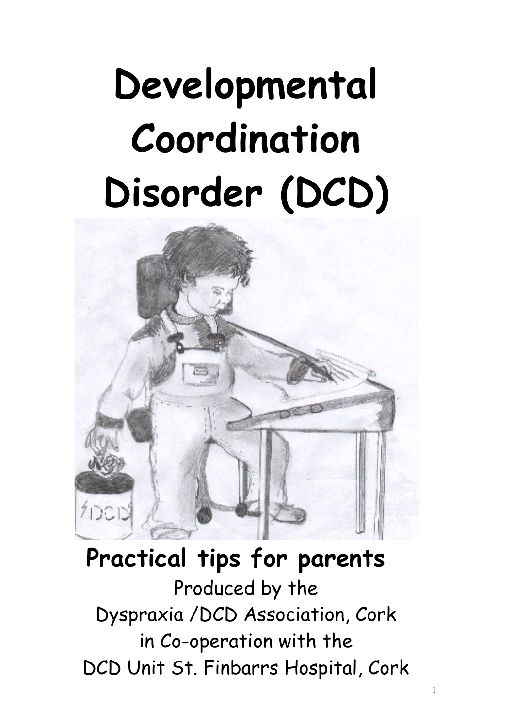# Developmental Coordination Disorder (DCD)

## Practical tips for parents

Produced by the
Dyspraxia /DCD Association, Cork
in Co-operation with the
DCD Unit St. Finbarrs Hospital, Cork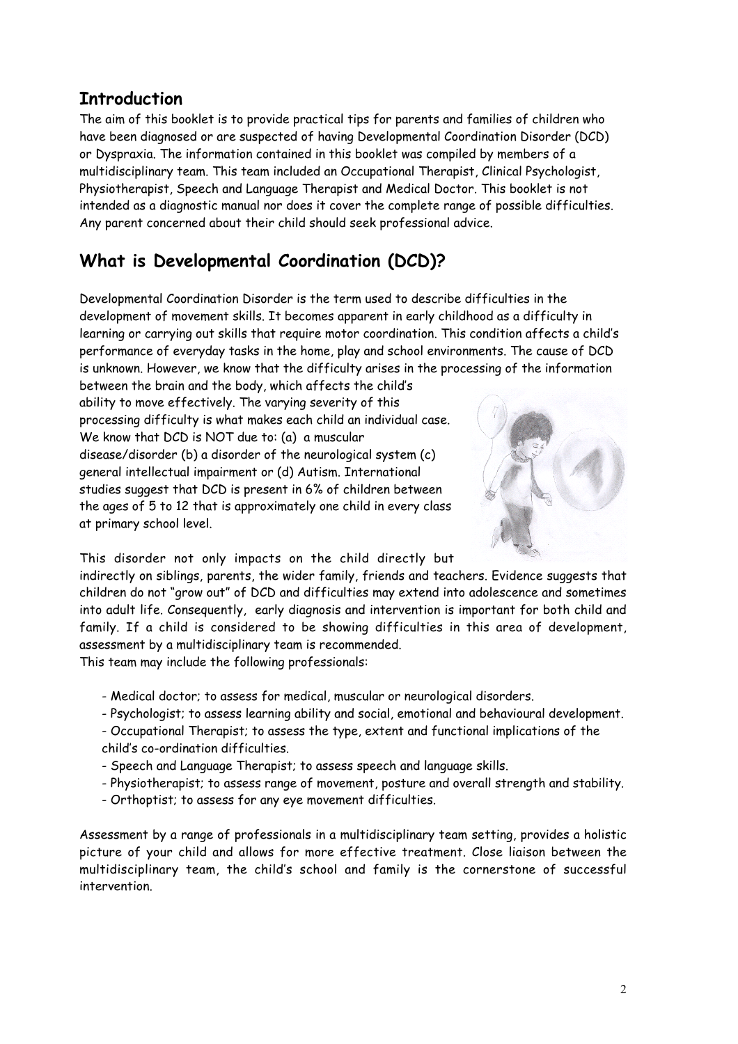## Introduction

The aim of this booklet is to provide practical tips for parents and families of children who have been diagnosed or are suspected of having Developmental Coordination Disorder (DCD) or Dyspraxia. The information contained in this booklet was compiled by members of a multidisciplinary team. This team included an Occupational Therapist, Clinical Psychologist, Physiotherapist, Speech and Language Therapist and Medical Doctor. This booklet is not intended as a diagnostic manual nor does it cover the complete range of possible difficulties. Any parent concerned about their child should seek professional advice.

## What is Developmental Coordination (DCD)?

Developmental Coordination Disorder is the term used to describe difficulties in the development of movement skills. It becomes apparent in early childhood as a difficulty in learning or carrying out skills that require motor coordination. This condition affects a child's performance of everyday tasks in the home, play and school environments. The cause of DCD is unknown. However, we know that the difficulty arises in the processing of the information between the brain and the body, which affects the child's ability to move effectively. The varying severity of this processing difficulty is what makes each child an individual case. We know that DCD is NOT due to: (a) a muscular disease/disorder (b) a disorder of the neurological system (c) general intellectual impairment or (d) Autism. International studies suggest that DCD is present in 6% of children between the ages of 5 to 12 that is approximately one child in every class at primary school level.

This disorder not only impacts on the child directly but indirectly on siblings, parents, the wider family, friends and teachers. Evidence suggests that children do not "grow out" of DCD and difficulties may extend into adolescence and sometimes into adult life. Consequently, early diagnosis and intervention is important for both child and family. If a child is considered to be showing difficulties in this area of development, assessment by a multidisciplinary team is recommended.

This team may include the following professionals:

- Medical doctor; to assess for medical, muscular or neurological disorders.
- Psychologist; to assess learning ability and social, emotional and behavioural development.
- Occupational Therapist; to assess the type, extent and functional implications of the child's co-ordination difficulties.
- Speech and Language Therapist; to assess speech and language skills.
- Physiotherapist; to assess range of movement, posture and overall strength and stability.
- Orthoptist; to assess for any eye movement difficulties.

Assessment by a range of professionals in a multidisciplinary team setting, provides a holistic picture of your child and allows for more effective treatment. Close liaison between the multidisciplinary team, the child's school and family is the cornerstone of successful intervention.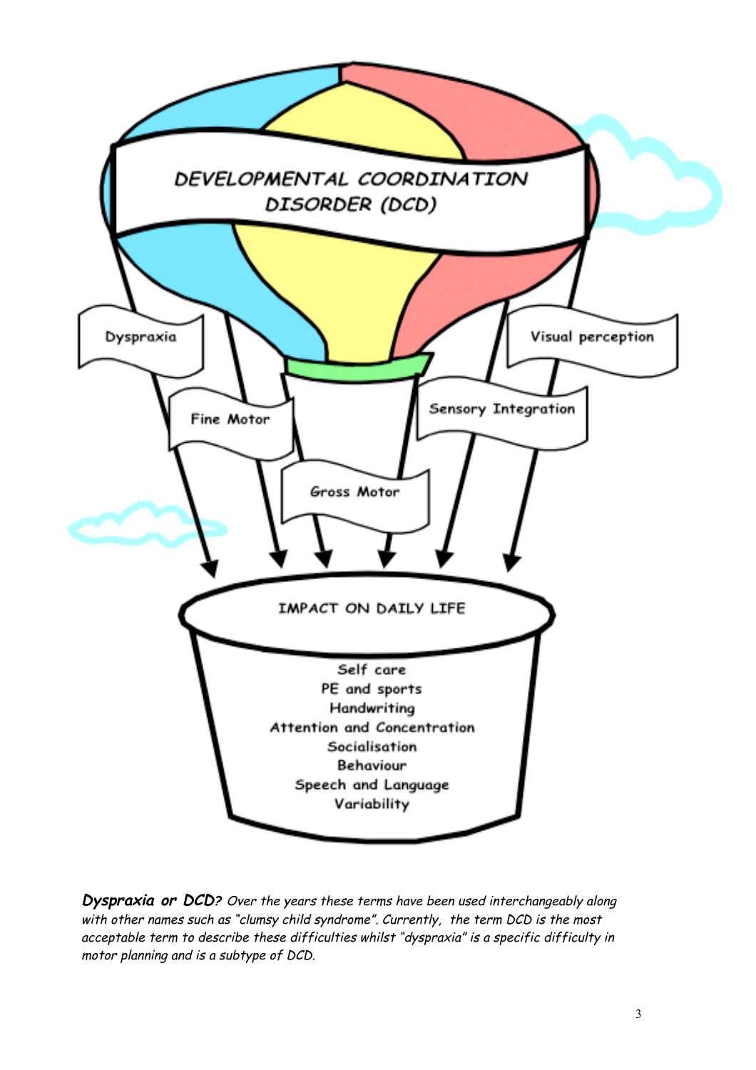DEVELOPMENTAL COORDINATION DISORDER (DCD)

Dyspraxia

Fine Motor

Gross Motor

Sensory Integration

Visual perception

IMPACT ON DAILY LIFE

Self care
PE and sports
Handwriting
Attention and Concentration
Socialisation
Behaviour
Speech and Language
Variability

***Dyspraxia or DCD?*** *Over the years these terms have been used interchangeably along with other names such as "clumsy child syndrome". Currently, the term DCD is the most acceptable term to describe these difficulties whilst "dyspraxia" is a specific difficulty in motor planning and is a subtype of DCD.*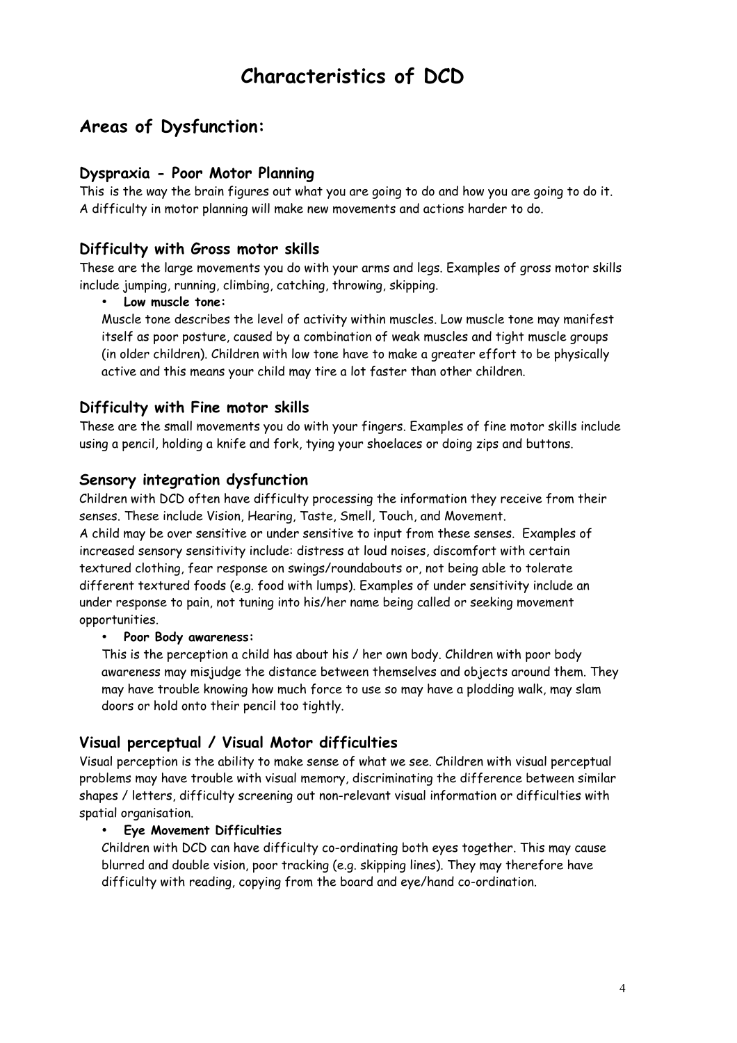# Characteristics of DCD

## Areas of Dysfunction:

### Dyspraxia - Poor Motor Planning

This is the way the brain figures out what you are going to do and how you are going to do it. A difficulty in motor planning will make new movements and actions harder to do.

### Difficulty with Gross motor skills

These are the large movements you do with your arms and legs. Examples of gross motor skills include jumping, running, climbing, catching, throwing, skipping.

- **Low muscle tone:**

  Muscle tone describes the level of activity within muscles. Low muscle tone may manifest itself as poor posture, caused by a combination of weak muscles and tight muscle groups (in older children). Children with low tone have to make a greater effort to be physically active and this means your child may tire a lot faster than other children.

### Difficulty with Fine motor skills

These are the small movements you do with your fingers. Examples of fine motor skills include using a pencil, holding a knife and fork, tying your shoelaces or doing zips and buttons.

### Sensory integration dysfunction

Children with DCD often have difficulty processing the information they receive from their senses. These include Vision, Hearing, Taste, Smell, Touch, and Movement.

A child may be over sensitive or under sensitive to input from these senses. Examples of increased sensory sensitivity include: distress at loud noises, discomfort with certain textured clothing, fear response on swings/roundabouts or, not being able to tolerate different textured foods (e.g. food with lumps). Examples of under sensitivity include an under response to pain, not tuning into his/her name being called or seeking movement opportunities.

- **Poor Body awareness:**

  This is the perception a child has about his / her own body. Children with poor body awareness may misjudge the distance between themselves and objects around them. They may have trouble knowing how much force to use so may have a plodding walk, may slam doors or hold onto their pencil too tightly.

### Visual perceptual / Visual Motor difficulties

Visual perception is the ability to make sense of what we see. Children with visual perceptual problems may have trouble with visual memory, discriminating the difference between similar shapes / letters, difficulty screening out non-relevant visual information or difficulties with spatial organisation.

- **Eye Movement Difficulties**

  Children with DCD can have difficulty co-ordinating both eyes together. This may cause blurred and double vision, poor tracking (e.g. skipping lines). They may therefore have difficulty with reading, copying from the board and eye/hand co-ordination.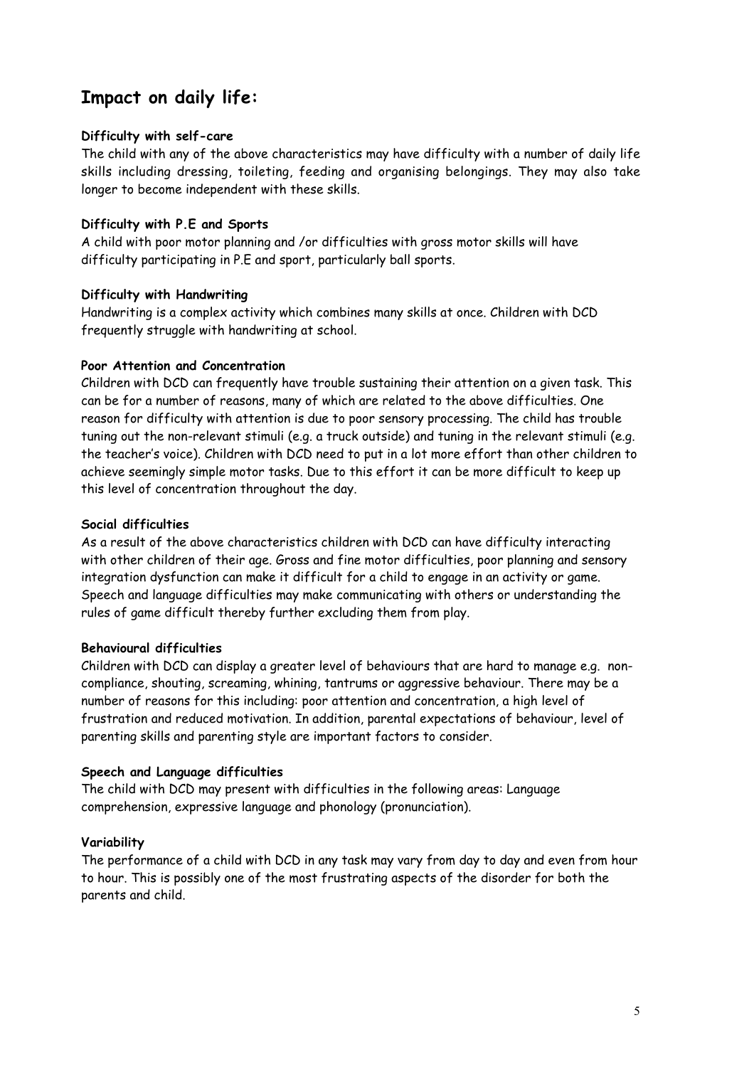## Impact on daily life:

**Difficulty with self-care**

The child with any of the above characteristics may have difficulty with a number of daily life skills including dressing, toileting, feeding and organising belongings. They may also take longer to become independent with these skills.

**Difficulty with P.E and Sports**

A child with poor motor planning and /or difficulties with gross motor skills will have difficulty participating in P.E and sport, particularly ball sports.

**Difficulty with Handwriting**

Handwriting is a complex activity which combines many skills at once. Children with DCD frequently struggle with handwriting at school.

**Poor Attention and Concentration**

Children with DCD can frequently have trouble sustaining their attention on a given task. This can be for a number of reasons, many of which are related to the above difficulties. One reason for difficulty with attention is due to poor sensory processing. The child has trouble tuning out the non-relevant stimuli (e.g. a truck outside) and tuning in the relevant stimuli (e.g. the teacher's voice). Children with DCD need to put in a lot more effort than other children to achieve seemingly simple motor tasks. Due to this effort it can be more difficult to keep up this level of concentration throughout the day.

**Social difficulties**

As a result of the above characteristics children with DCD can have difficulty interacting with other children of their age. Gross and fine motor difficulties, poor planning and sensory integration dysfunction can make it difficult for a child to engage in an activity or game. Speech and language difficulties may make communicating with others or understanding the rules of game difficult thereby further excluding them from play.

**Behavioural difficulties**

Children with DCD can display a greater level of behaviours that are hard to manage e.g. non-compliance, shouting, screaming, whining, tantrums or aggressive behaviour. There may be a number of reasons for this including: poor attention and concentration, a high level of frustration and reduced motivation. In addition, parental expectations of behaviour, level of parenting skills and parenting style are important factors to consider.

**Speech and Language difficulties**

The child with DCD may present with difficulties in the following areas: Language comprehension, expressive language and phonology (pronunciation).

**Variability**

The performance of a child with DCD in any task may vary from day to day and even from hour to hour. This is possibly one of the most frustrating aspects of the disorder for both the parents and child.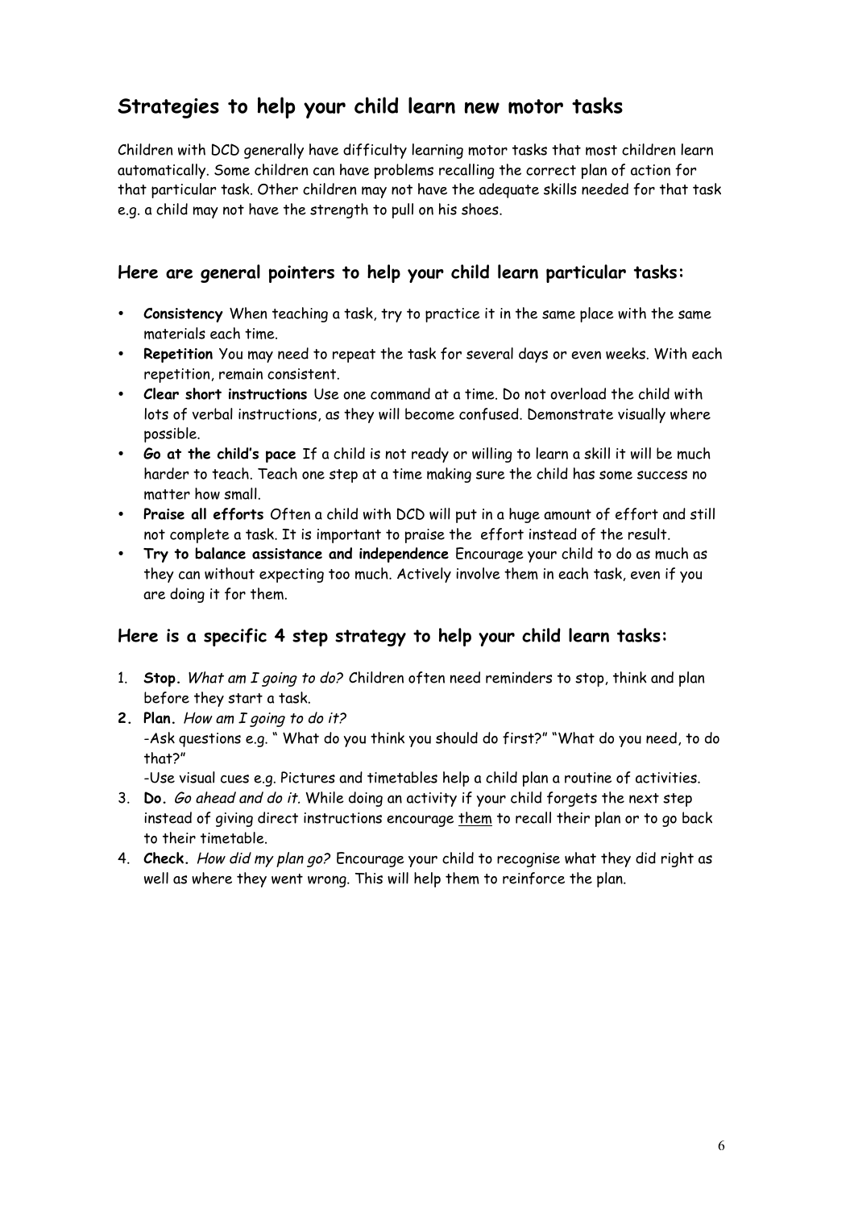## Strategies to help your child learn new motor tasks

Children with DCD generally have difficulty learning motor tasks that most children learn automatically. Some children can have problems recalling the correct plan of action for that particular task. Other children may not have the adequate skills needed for that task e.g. a child may not have the strength to pull on his shoes.

### Here are general pointers to help your child learn particular tasks:

- **Consistency** When teaching a task, try to practice it in the same place with the same materials each time.
- **Repetition** You may need to repeat the task for several days or even weeks. With each repetition, remain consistent.
- **Clear short instructions** Use one command at a time. Do not overload the child with lots of verbal instructions, as they will become confused. Demonstrate visually where possible.
- **Go at the child's pace** If a child is not ready or willing to learn a skill it will be much harder to teach. Teach one step at a time making sure the child has some success no matter how small.
- **Praise all efforts** Often a child with DCD will put in a huge amount of effort and still not complete a task. It is important to praise the effort instead of the result.
- **Try to balance assistance and independence** Encourage your child to do as much as they can without expecting too much. Actively involve them in each task, even if you are doing it for them.

### Here is a specific 4 step strategy to help your child learn tasks:

1. **Stop.** *What am I going to do?* Children often need reminders to stop, think and plan before they start a task.
2. **Plan.** *How am I going to do it?*
   -Ask questions e.g. " What do you think you should do first?" "What do you need, to do that?"
   -Use visual cues e.g. Pictures and timetables help a child plan a routine of activities.
3. **Do.** *Go ahead and do it.* While doing an activity if your child forgets the next step instead of giving direct instructions encourage <u>them</u> to recall their plan or to go back to their timetable.
4. **Check.** *How did my plan go?* Encourage your child to recognise what they did right as well as where they went wrong. This will help them to reinforce the plan.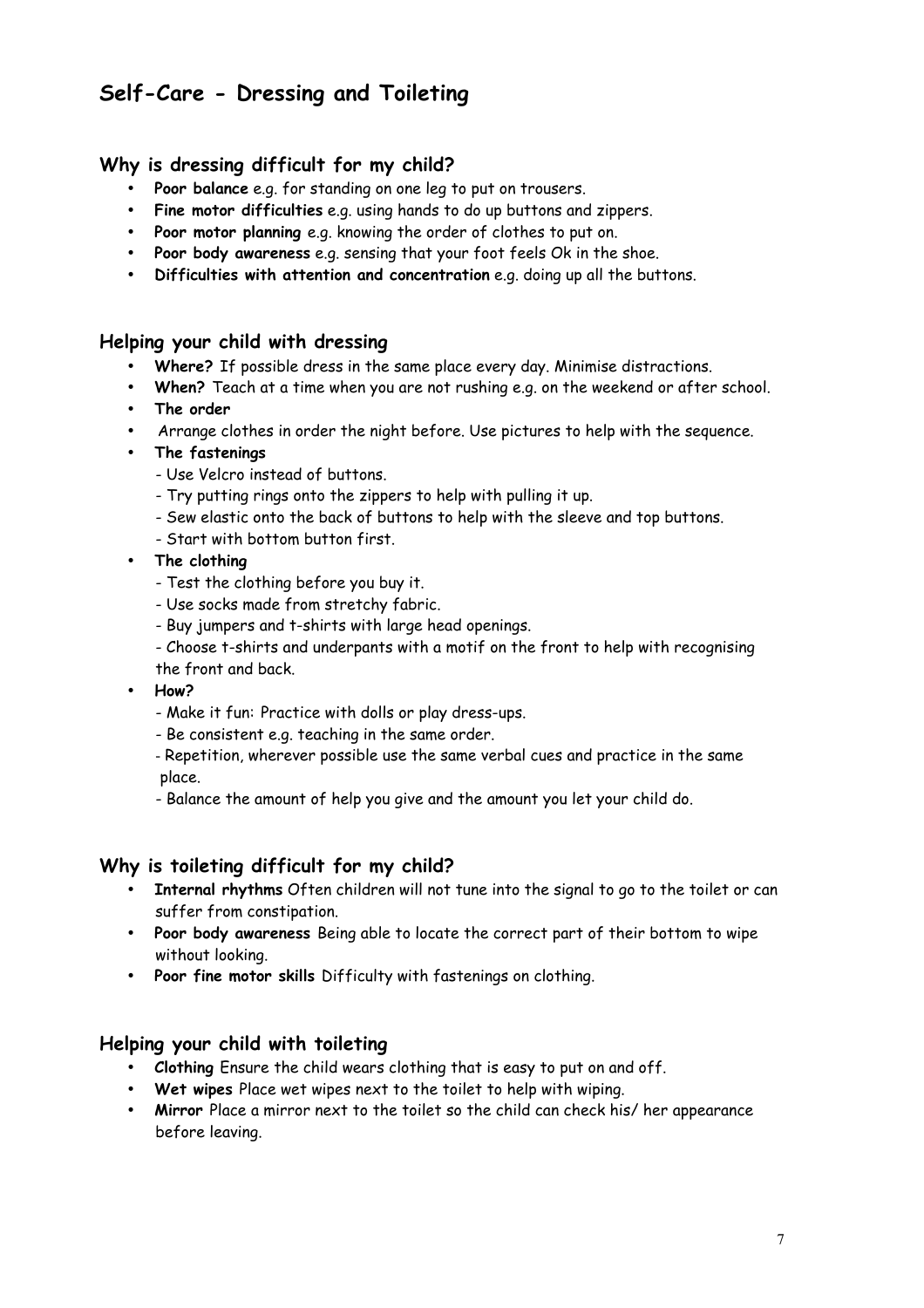# Self-Care - Dressing and Toileting

## Why is dressing difficult for my child?

- **Poor balance** e.g. for standing on one leg to put on trousers.
- **Fine motor difficulties** e.g. using hands to do up buttons and zippers.
- **Poor motor planning** e.g. knowing the order of clothes to put on.
- **Poor body awareness** e.g. sensing that your foot feels Ok in the shoe.
- **Difficulties with attention and concentration** e.g. doing up all the buttons.

## Helping your child with dressing

- **Where?** If possible dress in the same place every day. Minimise distractions.
- **When?** Teach at a time when you are not rushing e.g. on the weekend or after school.
- **The order**
- Arrange clothes in order the night before. Use pictures to help with the sequence.
- **The fastenings**
  - Use Velcro instead of buttons.
  - Try putting rings onto the zippers to help with pulling it up.
  - Sew elastic onto the back of buttons to help with the sleeve and top buttons.
  - Start with bottom button first.
- **The clothing**
  - Test the clothing before you buy it.
  - Use socks made from stretchy fabric.
  - Buy jumpers and t-shirts with large head openings.
  - Choose t-shirts and underpants with a motif on the front to help with recognising the front and back.
- **How?**
  - Make it fun: Practice with dolls or play dress-ups.
  - Be consistent e.g. teaching in the same order.
  - Repetition, wherever possible use the same verbal cues and practice in the same place.
  - Balance the amount of help you give and the amount you let your child do.

## Why is toileting difficult for my child?

- **Internal rhythms** Often children will not tune into the signal to go to the toilet or can suffer from constipation.
- **Poor body awareness** Being able to locate the correct part of their bottom to wipe without looking.
- **Poor fine motor skills** Difficulty with fastenings on clothing.

## Helping your child with toileting

- **Clothing** Ensure the child wears clothing that is easy to put on and off.
- **Wet wipes** Place wet wipes next to the toilet to help with wiping.
- **Mirror** Place a mirror next to the toilet so the child can check his/ her appearance before leaving.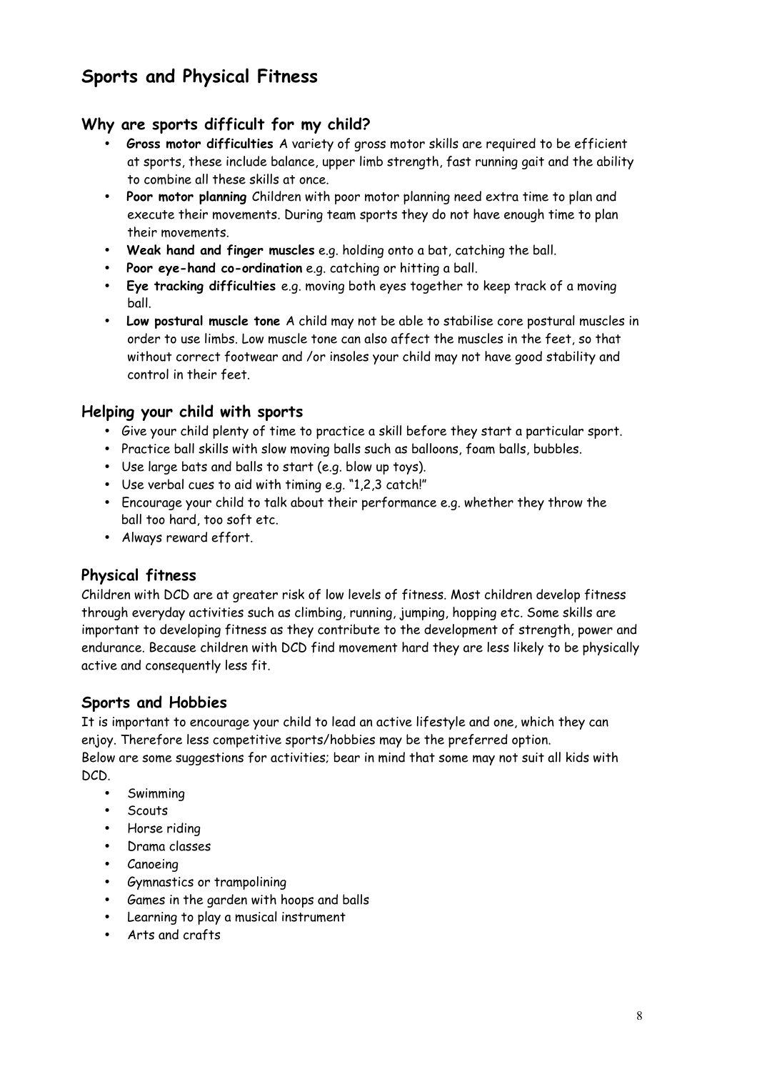# Sports and Physical Fitness

## Why are sports difficult for my child?

- **Gross motor difficulties** A variety of gross motor skills are required to be efficient at sports, these include balance, upper limb strength, fast running gait and the ability to combine all these skills at once.
- **Poor motor planning** Children with poor motor planning need extra time to plan and execute their movements. During team sports they do not have enough time to plan their movements.
- **Weak hand and finger muscles** e.g. holding onto a bat, catching the ball.
- **Poor eye-hand co-ordination** e.g. catching or hitting a ball.
- **Eye tracking difficulties** e.g. moving both eyes together to keep track of a moving ball.
- **Low postural muscle tone** A child may not be able to stabilise core postural muscles in order to use limbs. Low muscle tone can also affect the muscles in the feet, so that without correct footwear and /or insoles your child may not have good stability and control in their feet.

## Helping your child with sports

- Give your child plenty of time to practice a skill before they start a particular sport.
- Practice ball skills with slow moving balls such as balloons, foam balls, bubbles.
- Use large bats and balls to start (e.g. blow up toys).
- Use verbal cues to aid with timing e.g. "1,2,3 catch!"
- Encourage your child to talk about their performance e.g. whether they throw the ball too hard, too soft etc.
- Always reward effort.

## Physical fitness

Children with DCD are at greater risk of low levels of fitness. Most children develop fitness through everyday activities such as climbing, running, jumping, hopping etc. Some skills are important to developing fitness as they contribute to the development of strength, power and endurance. Because children with DCD find movement hard they are less likely to be physically active and consequently less fit.

## Sports and Hobbies

It is important to encourage your child to lead an active lifestyle and one, which they can enjoy. Therefore less competitive sports/hobbies may be the preferred option.
Below are some suggestions for activities; bear in mind that some may not suit all kids with DCD.

- Swimming
- Scouts
- Horse riding
- Drama classes
- Canoeing
- Gymnastics or trampolining
- Games in the garden with hoops and balls
- Learning to play a musical instrument
- Arts and crafts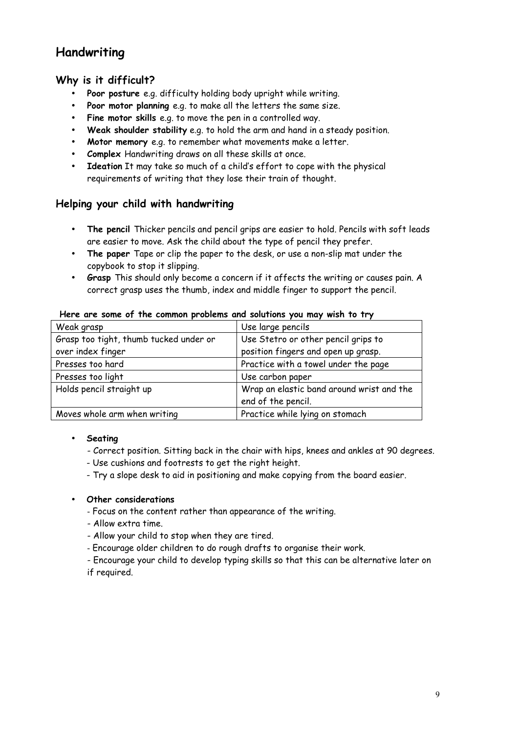# Handwriting

## Why is it difficult?

- **Poor posture** e.g. difficulty holding body upright while writing.
- **Poor motor planning** e.g. to make all the letters the same size.
- **Fine motor skills** e.g. to move the pen in a controlled way.
- **Weak shoulder stability** e.g. to hold the arm and hand in a steady position.
- **Motor memory** e.g. to remember what movements make a letter.
- **Complex** Handwriting draws on all these skills at once.
- **Ideation** It may take so much of a child's effort to cope with the physical requirements of writing that they lose their train of thought.

## Helping your child with handwriting

- **The pencil** Thicker pencils and pencil grips are easier to hold. Pencils with soft leads are easier to move. Ask the child about the type of pencil they prefer.
- **The paper** Tape or clip the paper to the desk, or use a non-slip mat under the copybook to stop it slipping.
- **Grasp** This should only become a concern if it affects the writing or causes pain. A correct grasp uses the thumb, index and middle finger to support the pencil.

**Here are some of the common problems and solutions you may wish to try**

| Problem | Solution |
|---|---|
| Weak grasp | Use large pencils |
| Grasp too tight, thumb tucked under or over index finger | Use Stetro or other pencil grips to position fingers and open up grasp. |
| Presses too hard | Practice with a towel under the page |
| Presses too light | Use carbon paper |
| Holds pencil straight up | Wrap an elastic band around wrist and the end of the pencil. |
| Moves whole arm when writing | Practice while lying on stomach |

- **Seating**
  - Correct position. Sitting back in the chair with hips, knees and ankles at 90 degrees.
  - Use cushions and footrests to get the right height.
  - Try a slope desk to aid in positioning and make copying from the board easier.

- **Other considerations**
  - Focus on the content rather than appearance of the writing.
  - Allow extra time.
  - Allow your child to stop when they are tired.
  - Encourage older children to do rough drafts to organise their work.
  - Encourage your child to develop typing skills so that this can be alternative later on if required.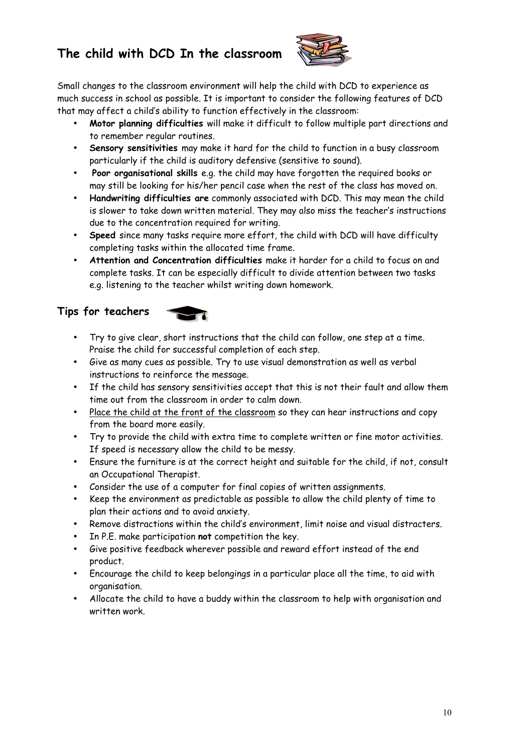# The child with DCD In the classroom

Small changes to the classroom environment will help the child with DCD to experience as much success in school as possible. It is important to consider the following features of DCD that may affect a child's ability to function effectively in the classroom:

- **Motor planning difficulties** will make it difficult to follow multiple part directions and to remember regular routines.
- **Sensory sensitivities** may make it hard for the child to function in a busy classroom particularly if the child is auditory defensive (sensitive to sound).
- **Poor organisational skills** e.g. the child may have forgotten the required books or may still be looking for his/her pencil case when the rest of the class has moved on.
- **Handwriting difficulties are** commonly associated with DCD. This may mean the child is slower to take down written material. They may also miss the teacher's instructions due to the concentration required for writing.
- **Speed** since many tasks require more effort, the child with DCD will have difficulty completing tasks within the allocated time frame.
- **Attention and Concentration difficulties** make it harder for a child to focus on and complete tasks. It can be especially difficult to divide attention between two tasks e.g. listening to the teacher whilst writing down homework.

## Tips for teachers

- Try to give clear, short instructions that the child can follow, one step at a time. Praise the child for successful completion of each step.
- Give as many cues as possible. Try to use visual demonstration as well as verbal instructions to reinforce the message.
- If the child has sensory sensitivities accept that this is not their fault and allow them time out from the classroom in order to calm down.
- <u>Place the child at the front of the classroom</u> so they can hear instructions and copy from the board more easily.
- Try to provide the child with extra time to complete written or fine motor activities. If speed is necessary allow the child to be messy.
- Ensure the furniture is at the correct height and suitable for the child, if not, consult an Occupational Therapist.
- Consider the use of a computer for final copies of written assignments.
- Keep the environment as predictable as possible to allow the child plenty of time to plan their actions and to avoid anxiety.
- Remove distractions within the child's environment, limit noise and visual distracters.
- In P.E. make participation **not** competition the key.
- Give positive feedback wherever possible and reward effort instead of the end product.
- Encourage the child to keep belongings in a particular place all the time, to aid with organisation.
- Allocate the child to have a buddy within the classroom to help with organisation and written work.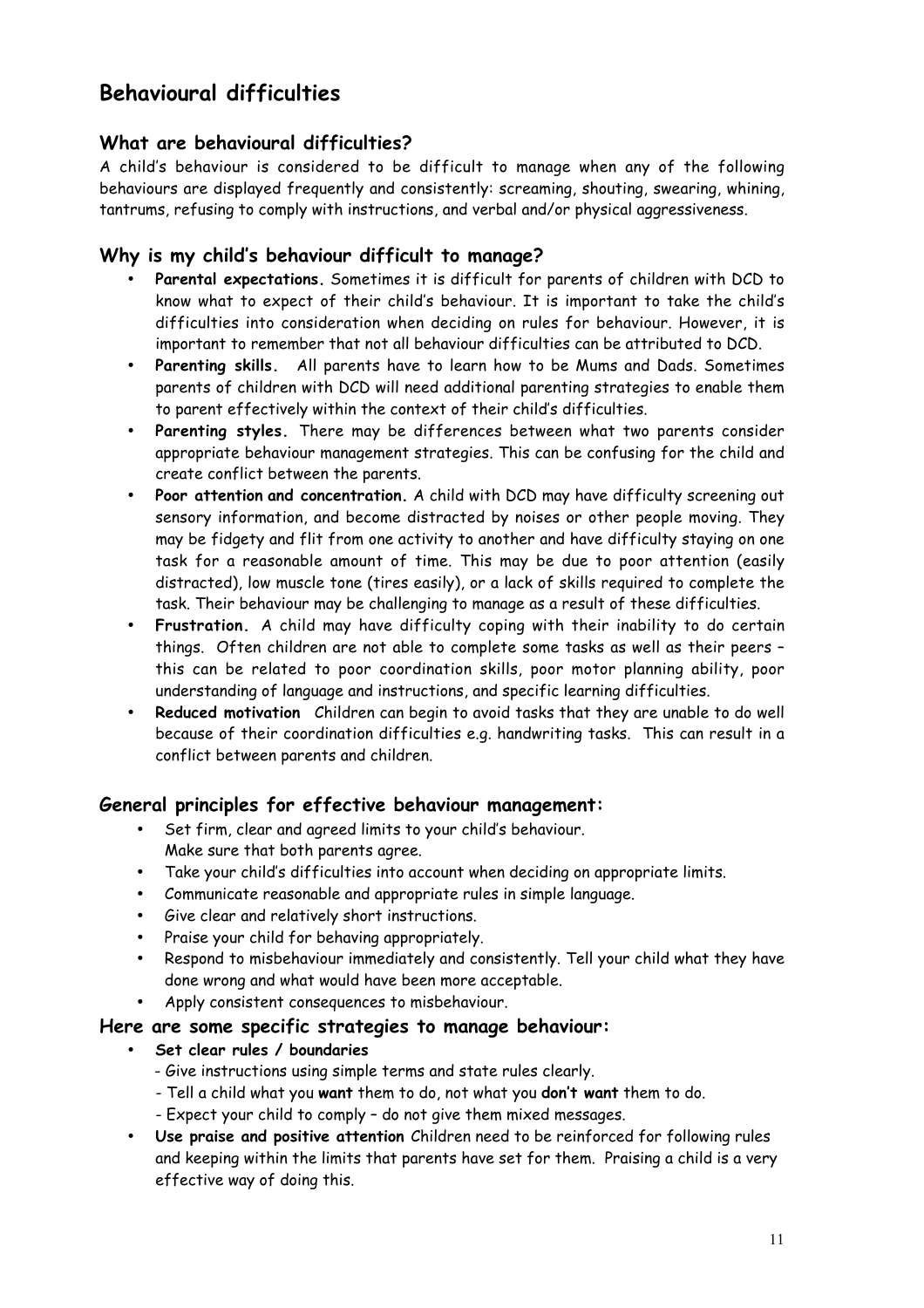# Behavioural difficulties

## What are behavioural difficulties?

A child's behaviour is considered to be difficult to manage when any of the following behaviours are displayed frequently and consistently: screaming, shouting, swearing, whining, tantrums, refusing to comply with instructions, and verbal and/or physical aggressiveness.

## Why is my child's behaviour difficult to manage?

- **Parental expectations.** Sometimes it is difficult for parents of children with DCD to know what to expect of their child's behaviour. It is important to take the child's difficulties into consideration when deciding on rules for behaviour. However, it is important to remember that not all behaviour difficulties can be attributed to DCD.
- **Parenting skills.** All parents have to learn how to be Mums and Dads. Sometimes parents of children with DCD will need additional parenting strategies to enable them to parent effectively within the context of their child's difficulties.
- **Parenting styles.** There may be differences between what two parents consider appropriate behaviour management strategies. This can be confusing for the child and create conflict between the parents.
- **Poor attention and concentration.** A child with DCD may have difficulty screening out sensory information, and become distracted by noises or other people moving. They may be fidgety and flit from one activity to another and have difficulty staying on one task for a reasonable amount of time. This may be due to poor attention (easily distracted), low muscle tone (tires easily), or a lack of skills required to complete the task. Their behaviour may be challenging to manage as a result of these difficulties.
- **Frustration.** A child may have difficulty coping with their inability to do certain things. Often children are not able to complete some tasks as well as their peers – this can be related to poor coordination skills, poor motor planning ability, poor understanding of language and instructions, and specific learning difficulties.
- **Reduced motivation** Children can begin to avoid tasks that they are unable to do well because of their coordination difficulties e.g. handwriting tasks. This can result in a conflict between parents and children.

## General principles for effective behaviour management:

- Set firm, clear and agreed limits to your child's behaviour.
  Make sure that both parents agree.
- Take your child's difficulties into account when deciding on appropriate limits.
- Communicate reasonable and appropriate rules in simple language.
- Give clear and relatively short instructions.
- Praise your child for behaving appropriately.
- Respond to misbehaviour immediately and consistently. Tell your child what they have done wrong and what would have been more acceptable.
- Apply consistent consequences to misbehaviour.

## Here are some specific strategies to manage behaviour:

- **Set clear rules / boundaries**
  - Give instructions using simple terms and state rules clearly.
  - Tell a child what you **want** them to do, not what you **don't want** them to do.
  - Expect your child to comply – do not give them mixed messages.
- **Use praise and positive attention** Children need to be reinforced for following rules and keeping within the limits that parents have set for them. Praising a child is a very effective way of doing this.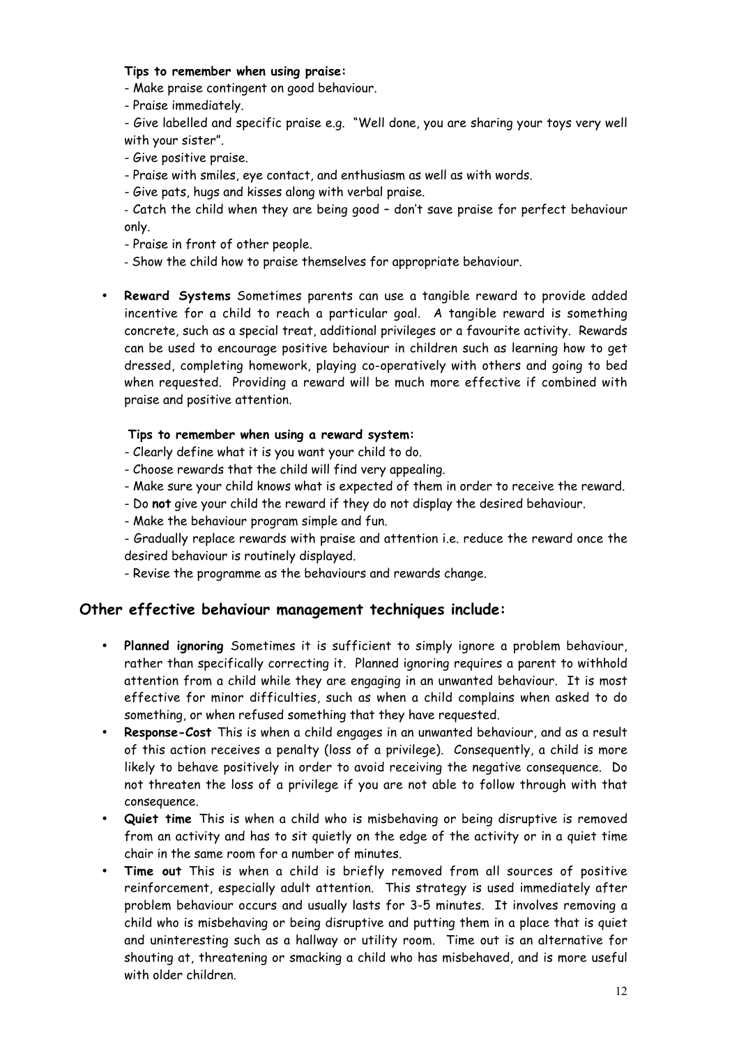**Tips to remember when using praise:**

- Make praise contingent on good behaviour.
- Praise immediately.
- Give labelled and specific praise e.g. "Well done, you are sharing your toys very well with your sister".
- Give positive praise.
- Praise with smiles, eye contact, and enthusiasm as well as with words.
- Give pats, hugs and kisses along with verbal praise.
- Catch the child when they are being good – don't save praise for perfect behaviour only.
- Praise in front of other people.
- Show the child how to praise themselves for appropriate behaviour.

- **Reward Systems** Sometimes parents can use a tangible reward to provide added incentive for a child to reach a particular goal. A tangible reward is something concrete, such as a special treat, additional privileges or a favourite activity. Rewards can be used to encourage positive behaviour in children such as learning how to get dressed, completing homework, playing co-operatively with others and going to bed when requested. Providing a reward will be much more effective if combined with praise and positive attention.

**Tips to remember when using a reward system:**

- Clearly define what it is you want your child to do.
- Choose rewards that the child will find very appealing.
- Make sure your child knows what is expected of them in order to receive the reward.
- Do **not** give your child the reward if they do not display the desired behaviour.
- Make the behaviour program simple and fun.
- Gradually replace rewards with praise and attention i.e. reduce the reward once the desired behaviour is routinely displayed.
- Revise the programme as the behaviours and rewards change.

## Other effective behaviour management techniques include:

- **Planned ignoring** Sometimes it is sufficient to simply ignore a problem behaviour, rather than specifically correcting it. Planned ignoring requires a parent to withhold attention from a child while they are engaging in an unwanted behaviour. It is most effective for minor difficulties, such as when a child complains when asked to do something, or when refused something that they have requested.
- **Response-Cost** This is when a child engages in an unwanted behaviour, and as a result of this action receives a penalty (loss of a privilege). Consequently, a child is more likely to behave positively in order to avoid receiving the negative consequence. Do not threaten the loss of a privilege if you are not able to follow through with that consequence.
- **Quiet time** This is when a child who is misbehaving or being disruptive is removed from an activity and has to sit quietly on the edge of the activity or in a quiet time chair in the same room for a number of minutes.
- **Time out** This is when a child is briefly removed from all sources of positive reinforcement, especially adult attention. This strategy is used immediately after problem behaviour occurs and usually lasts for 3-5 minutes. It involves removing a child who is misbehaving or being disruptive and putting them in a place that is quiet and uninteresting such as a hallway or utility room. Time out is an alternative for shouting at, threatening or smacking a child who has misbehaved, and is more useful with older children.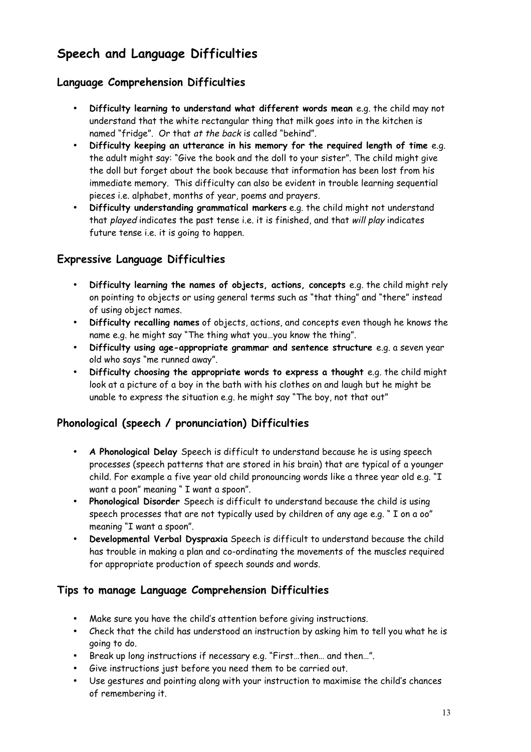# Speech and Language Difficulties

## Language Comprehension Difficulties

- **Difficulty learning to understand what different words mean** e.g. the child may not understand that the white rectangular thing that milk goes into in the kitchen is named "fridge". Or that *at the back* is called "behind".
- **Difficulty keeping an utterance in his memory for the required length of time** e.g. the adult might say: "Give the book and the doll to your sister". The child might give the doll but forget about the book because that information has been lost from his immediate memory. This difficulty can also be evident in trouble learning sequential pieces i.e. alphabet, months of year, poems and prayers.
- **Difficulty understanding grammatical markers** e.g. the child might not understand that *played* indicates the past tense i.e. it is finished, and that *will play* indicates future tense i.e. it is going to happen.

## Expressive Language Difficulties

- **Difficulty learning the names of objects, actions, concepts** e.g. the child might rely on pointing to objects or using general terms such as "that thing" and "there" instead of using object names.
- **Difficulty recalling names** of objects, actions, and concepts even though he knows the name e.g. he might say "The thing what you…you know the thing".
- **Difficulty using age-appropriate grammar and sentence structure** e.g. a seven year old who says "me runned away".
- **Difficulty choosing the appropriate words to express a thought** e.g. the child might look at a picture of a boy in the bath with his clothes on and laugh but he might be unable to express the situation e.g. he might say "The boy, not that out"

## Phonological (speech / pronunciation) Difficulties

- **A Phonological Delay** Speech is difficult to understand because he is using speech processes (speech patterns that are stored in his brain) that are typical of a younger child. For example a five year old child pronouncing words like a three year old e.g. "I want a poon" meaning " I want a spoon".
- **Phonological Disorder** Speech is difficult to understand because the child is using speech processes that are not typically used by children of any age e.g. " I on a oo" meaning "I want a spoon".
- **Developmental Verbal Dyspraxia** Speech is difficult to understand because the child has trouble in making a plan and co-ordinating the movements of the muscles required for appropriate production of speech sounds and words.

## Tips to manage Language Comprehension Difficulties

- Make sure you have the child's attention before giving instructions.
- Check that the child has understood an instruction by asking him to tell you what he is going to do.
- Break up long instructions if necessary e.g. "First…then… and then…".
- Give instructions just before you need them to be carried out.
- Use gestures and pointing along with your instruction to maximise the child's chances of remembering it.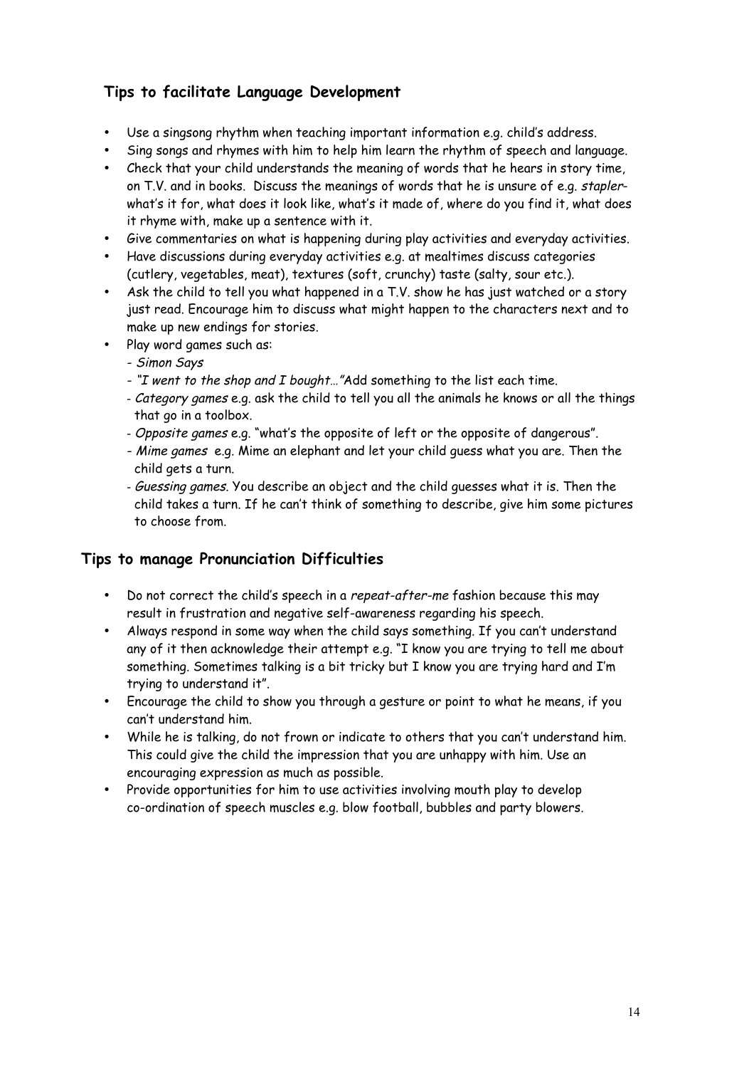## Tips to facilitate Language Development

- Use a singsong rhythm when teaching important information e.g. child's address.
- Sing songs and rhymes with him to help him learn the rhythm of speech and language.
- Check that your child understands the meaning of words that he hears in story time, on T.V. and in books. Discuss the meanings of words that he is unsure of e.g. *stapler*- what's it for, what does it look like, what's it made of, where do you find it, what does it rhyme with, make up a sentence with it.
- Give commentaries on what is happening during play activities and everyday activities.
- Have discussions during everyday activities e.g. at mealtimes discuss categories (cutlery, vegetables, meat), textures (soft, crunchy) taste (salty, sour etc.).
- Ask the child to tell you what happened in a T.V. show he has just watched or a story just read. Encourage him to discuss what might happen to the characters next and to make up new endings for stories.
- Play word games such as:
  - *Simon Says*
  - *"I went to the shop and I bought…"*Add something to the list each time.
  - *Category games* e.g. ask the child to tell you all the animals he knows or all the things that go in a toolbox.
  - *Opposite games* e.g. "what's the opposite of left or the opposite of dangerous".
  - *Mime games* e.g. Mime an elephant and let your child guess what you are. Then the child gets a turn.
  - *Guessing games*. You describe an object and the child guesses what it is. Then the child takes a turn. If he can't think of something to describe, give him some pictures to choose from.

## Tips to manage Pronunciation Difficulties

- Do not correct the child's speech in a *repeat-after-me* fashion because this may result in frustration and negative self-awareness regarding his speech.
- Always respond in some way when the child says something. If you can't understand any of it then acknowledge their attempt e.g. "I know you are trying to tell me about something. Sometimes talking is a bit tricky but I know you are trying hard and I'm trying to understand it".
- Encourage the child to show you through a gesture or point to what he means, if you can't understand him.
- While he is talking, do not frown or indicate to others that you can't understand him. This could give the child the impression that you are unhappy with him. Use an encouraging expression as much as possible.
- Provide opportunities for him to use activities involving mouth play to develop co-ordination of speech muscles e.g. blow football, bubbles and party blowers.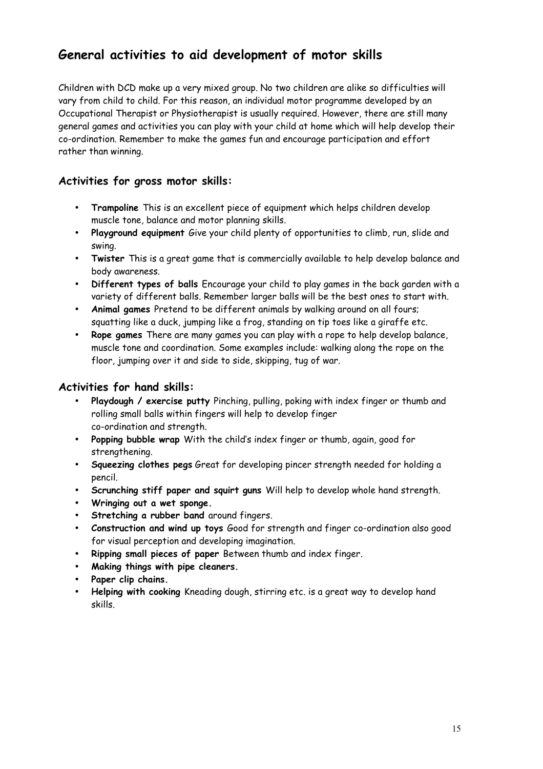## General activities to aid development of motor skills

Children with DCD make up a very mixed group. No two children are alike so difficulties will vary from child to child. For this reason, an individual motor programme developed by an Occupational Therapist or Physiotherapist is usually required. However, there are still many general games and activities you can play with your child at home which will help develop their co-ordination. Remember to make the games fun and encourage participation and effort rather than winning.

### Activities for gross motor skills:

- **Trampoline** This is an excellent piece of equipment which helps children develop muscle tone, balance and motor planning skills.
- **Playground equipment** Give your child plenty of opportunities to climb, run, slide and swing.
- **Twister** This is a great game that is commercially available to help develop balance and body awareness.
- **Different types of balls** Encourage your child to play games in the back garden with a variety of different balls. Remember larger balls will be the best ones to start with.
- **Animal games** Pretend to be different animals by walking around on all fours; squatting like a duck, jumping like a frog, standing on tip toes like a giraffe etc.
- **Rope games** There are many games you can play with a rope to help develop balance, muscle tone and coordination. Some examples include: walking along the rope on the floor, jumping over it and side to side, skipping, tug of war.

### Activities for hand skills:

- **Playdough / exercise putty** Pinching, pulling, poking with index finger or thumb and rolling small balls within fingers will help to develop finger co-ordination and strength.
- **Popping bubble wrap** With the child's index finger or thumb, again, good for strengthening.
- **Squeezing clothes pegs** Great for developing pincer strength needed for holding a pencil.
- **Scrunching stiff paper and squirt guns** Will help to develop whole hand strength.
- **Wringing out a wet sponge.**
- **Stretching a rubber band** around fingers.
- **Construction and wind up toys** Good for strength and finger co-ordination also good for visual perception and developing imagination.
- **Ripping small pieces of paper** Between thumb and index finger.
- **Making things with pipe cleaners.**
- **Paper clip chains.**
- **Helping with cooking** Kneading dough, stirring etc. is a great way to develop hand skills.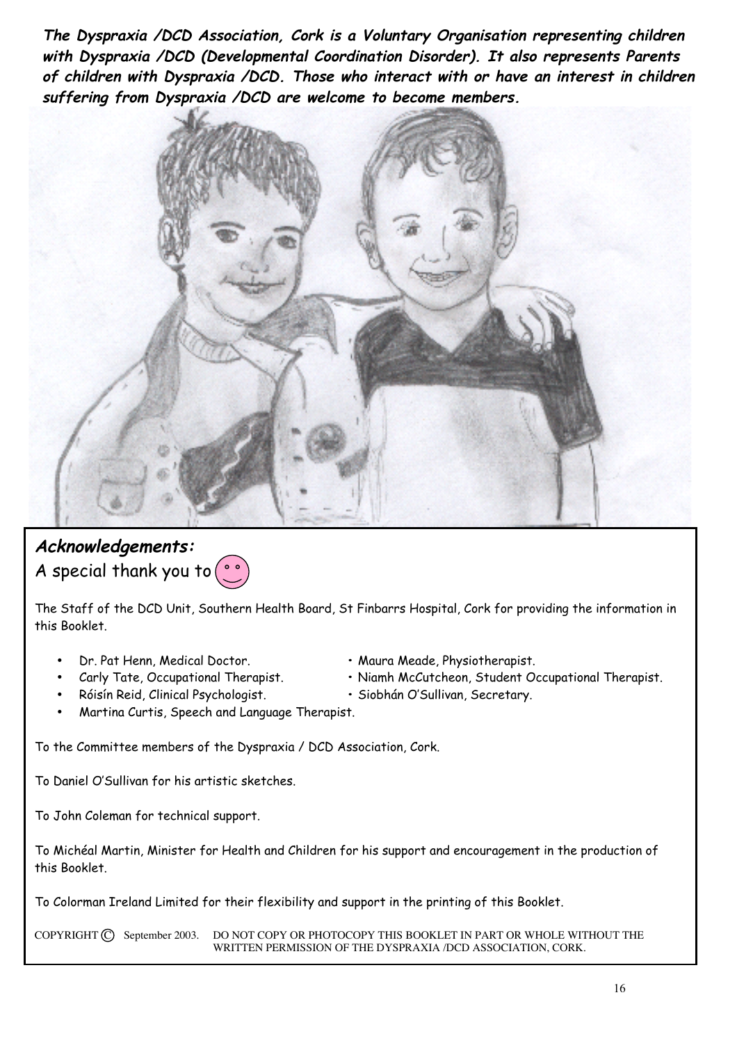***The Dyspraxia /DCD Association, Cork is a Voluntary Organisation representing children with Dyspraxia /DCD (Developmental Coordination Disorder). It also represents Parents of children with Dyspraxia /DCD. Those who interact with or have an interest in children suffering from Dyspraxia /DCD are welcome to become members.***

## *Acknowledgements:*

A special thank you to

The Staff of the DCD Unit, Southern Health Board, St Finbarrs Hospital, Cork for providing the information in this Booklet.

- Dr. Pat Henn, Medical Doctor.
- Carly Tate, Occupational Therapist.
- Róisín Reid, Clinical Psychologist.
- Martina Curtis, Speech and Language Therapist.
- Maura Meade, Physiotherapist.
- Niamh McCutcheon, Student Occupational Therapist.
- Siobhán O'Sullivan, Secretary.

To the Committee members of the Dyspraxia / DCD Association, Cork.

To Daniel O'Sullivan for his artistic sketches.

To John Coleman for technical support.

To Michéal Martin, Minister for Health and Children for his support and encouragement in the production of this Booklet.

To Colorman Ireland Limited for their flexibility and support in the printing of this Booklet.

COPYRIGHT © September 2003. DO NOT COPY OR PHOTOCOPY THIS BOOKLET IN PART OR WHOLE WITHOUT THE WRITTEN PERMISSION OF THE DYSPRAXIA /DCD ASSOCIATION, CORK.